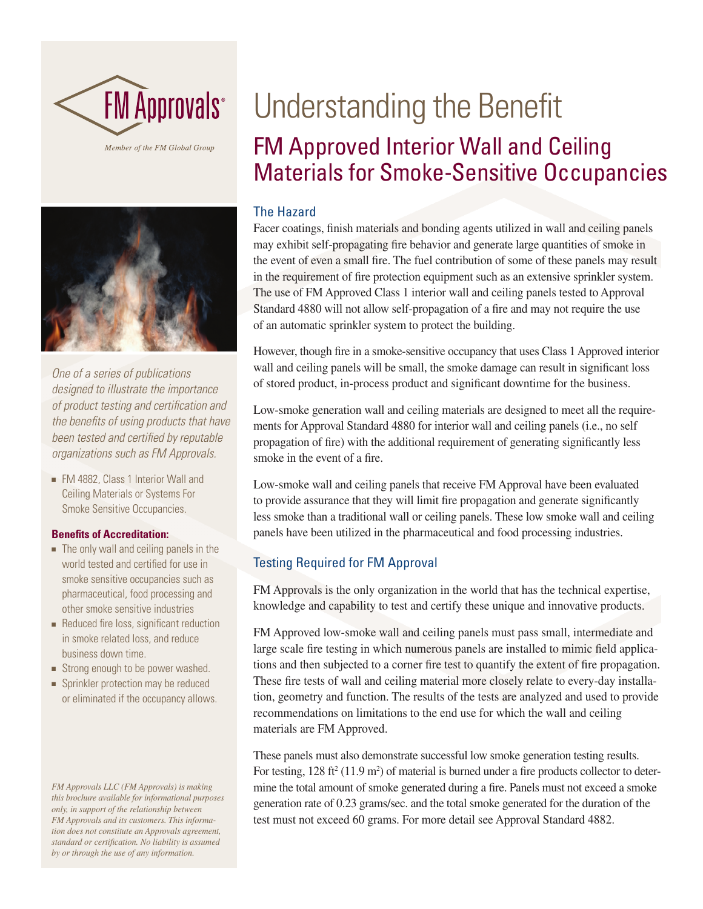FM Approvals®

*Member of the FM Global Group*

# Understanding the Benefit

## FM Approved Interior Wall and Ceiling Materials for Smoke-Sensitive Occupancies

### The Hazard

Facer coatings, finish materials and bonding agents utilized in wall and ceiling panels may exhibit self-propagating fire behavior and generate large quantities of smoke in the event of even a small fire. The fuel contribution of some of these panels may result in the requirement of fire protection equipment such as an extensive sprinkler system. The use of FM Approved Class 1 interior wall and ceiling panels tested to Approval Standard 4880 will not allow self-propagation of a fire and may not require the use of an automatic sprinkler system to protect the building.

However, though fire in a smoke-sensitive occupancy that uses Class 1 Approved interior wall and ceiling panels will be small, the smoke damage can result in significant loss of stored product, in-process product and significant downtime for the business.

Low-smoke generation wall and ceiling materials are designed to meet all the requirements for Approval Standard 4880 for interior wall and ceiling panels (i.e., no self propagation of fire) with the additional requirement of generating significantly less smoke in the event of a fire.

Low-smoke wall and ceiling panels that receive FM Approval have been evaluated to provide assurance that they will limit fire propagation and generate significantly less smoke than a traditional wall or ceiling panels. These low smoke wall and ceiling panels have been utilized in the pharmaceutical and food processing industries.

### Testing Required for FM Approval

FM Approvals is the only organization in the world that has the technical expertise, knowledge and capability to test and certify these unique and innovative products.

FM Approved low-smoke wall and ceiling panels must pass small, intermediate and large scale fire testing in which numerous panels are installed to mimic field applications and then subjected to a corner fire test to quantify the extent of fire propagation. These fire tests of wall and ceiling material more closely relate to every-day installation, geometry and function. The results of the tests are analyzed and used to provide recommendations on limitations to the end use for which the wall and ceiling materials are FM Approved.

These panels must also demonstrate successful low smoke generation testing results. For testing, 128 $ft^2$ (11.9 $m^2$) of material is burned under a fire products collector to determine the total amount of smoke generated during a fire. Panels must not exceed a smoke generation rate of 0.23 grams/sec. and the total smoke generated for the duration of the test must not exceed 60 grams. For more detail see Approval Standard 4882.

---

*One of a series of publications designed to illustrate the importance of product testing and certification and the benefits of using products that have been tested and certified by reputable organizations such as FM Approvals.*

- FM 4882, Class 1 Interior Wall and Ceiling Materials or Systems For Smoke Sensitive Occupancies.

**Benefits of Accreditation:**

- The only wall and ceiling panels in the world tested and certified for use in smoke sensitive occupancies such as pharmaceutical, food processing and other smoke sensitive industries
- Reduced fire loss, significant reduction in smoke related loss, and reduce business down time.
- Strong enough to be power washed.
- Sprinkler protection may be reduced or eliminated if the occupancy allows.

*FM Approvals LLC (FM Approvals) is making this brochure available for informational purposes only, in support of the relationship between FM Approvals and its customers. This information does not constitute an Approvals agreement, standard or certification. No liability is assumed by or through the use of any information.*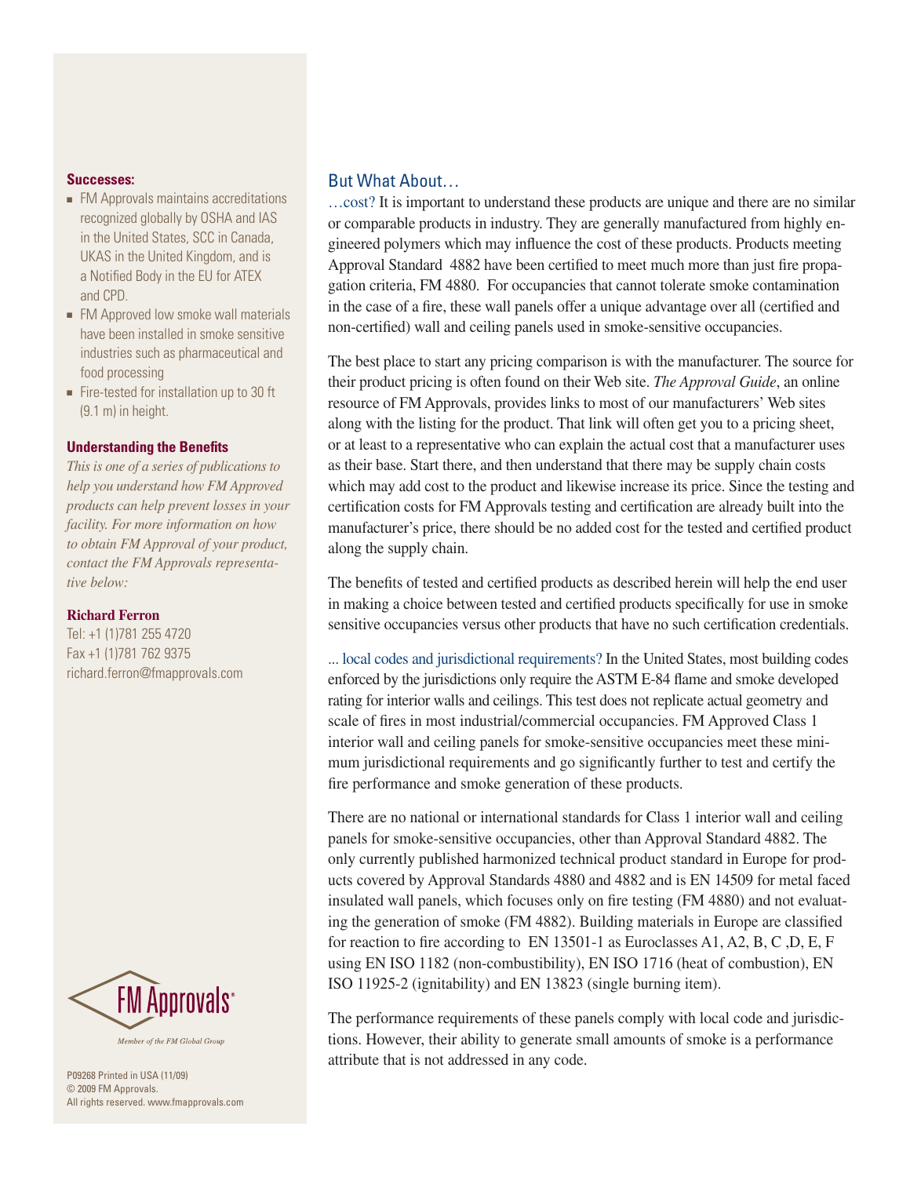**Successes:**

- FM Approvals maintains accreditations recognized globally by OSHA and IAS in the United States, SCC in Canada, UKAS in the United Kingdom, and is a Notified Body in the EU for ATEX and CPD.
- FM Approved low smoke wall materials have been installed in smoke sensitive industries such as pharmaceutical and food processing
- Fire-tested for installation up to 30 ft (9.1 m) in height.

**Understanding the Benefits**

*This is one of a series of publications to help you understand how FM Approved products can help prevent losses in your facility. For more information on how to obtain FM Approval of your product, contact the FM Approvals representative below:*

**Richard Ferron**
Tel: +1 (1)781 255 4720
Fax +1 (1)781 762 9375
richard.ferron@fmapprovals.com

FM Approvals

*Member of the FM Global Group*

P09268 Printed in USA (11/09)
© 2009 FM Approvals.
All rights reserved. www.fmapprovals.com

## But What About…

…cost? It is important to understand these products are unique and there are no similar or comparable products in industry. They are generally manufactured from highly engineered polymers which may influence the cost of these products. Products meeting Approval Standard 4882 have been certified to meet much more than just fire propagation criteria, FM 4880. For occupancies that cannot tolerate smoke contamination in the case of a fire, these wall panels offer a unique advantage over all (certified and non-certified) wall and ceiling panels used in smoke-sensitive occupancies.

The best place to start any pricing comparison is with the manufacturer. The source for their product pricing is often found on their Web site. *The Approval Guide*, an online resource of FM Approvals, provides links to most of our manufacturers' Web sites along with the listing for the product. That link will often get you to a pricing sheet, or at least to a representative who can explain the actual cost that a manufacturer uses as their base. Start there, and then understand that there may be supply chain costs which may add cost to the product and likewise increase its price. Since the testing and certification costs for FM Approvals testing and certification are already built into the manufacturer's price, there should be no added cost for the tested and certified product along the supply chain.

The benefits of tested and certified products as described herein will help the end user in making a choice between tested and certified products specifically for use in smoke sensitive occupancies versus other products that have no such certification credentials.

... local codes and jurisdictional requirements? In the United States, most building codes enforced by the jurisdictions only require the ASTM E-84 flame and smoke developed rating for interior walls and ceilings. This test does not replicate actual geometry and scale of fires in most industrial/commercial occupancies. FM Approved Class 1 interior wall and ceiling panels for smoke-sensitive occupancies meet these minimum jurisdictional requirements and go significantly further to test and certify the fire performance and smoke generation of these products.

There are no national or international standards for Class 1 interior wall and ceiling panels for smoke-sensitive occupancies, other than Approval Standard 4882. The only currently published harmonized technical product standard in Europe for products covered by Approval Standards 4880 and 4882 and is EN 14509 for metal faced insulated wall panels, which focuses only on fire testing (FM 4880) and not evaluating the generation of smoke (FM 4882). Building materials in Europe are classified for reaction to fire according to EN 13501-1 as Euroclasses A1, A2, B, C ,D, E, F using EN ISO 1182 (non-combustibility), EN ISO 1716 (heat of combustion), EN ISO 11925-2 (ignitability) and EN 13823 (single burning item).

The performance requirements of these panels comply with local code and jurisdictions. However, their ability to generate small amounts of smoke is a performance attribute that is not addressed in any code.